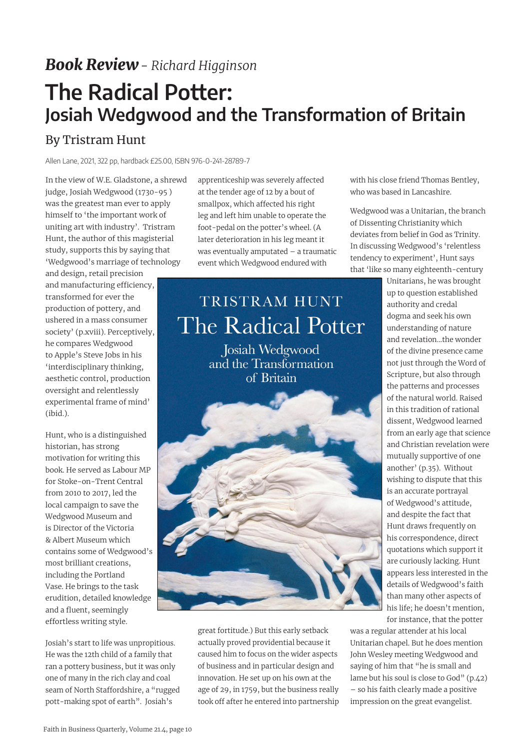***Book Review*** *– Richard Higginson*

# The Radical Potter:
## Josiah Wedgwood and the Transformation of Britain

### By Tristram Hunt

Allen Lane, 2021, 322 pp, hardback £25.00, ISBN 976-0-241-28789-7

In the view of W.E. Gladstone, a shrewd judge, Josiah Wedgwood (1730-95 ) was the greatest man ever to apply himself to 'the important work of uniting art with industry'. Tristram Hunt, the author of this magisterial study, supports this by saying that 'Wedgwood's marriage of technology and design, retail precision and manufacturing efficiency, transformed for ever the production of pottery, and ushered in a mass consumer society' (p.xviii). Perceptively, he compares Wedgwood to Apple's Steve Jobs in his 'interdisciplinary thinking, aesthetic control, production oversight and relentlessly experimental frame of mind' (ibid.).

Hunt, who is a distinguished historian, has strong motivation for writing this book. He served as Labour MP for Stoke-on-Trent Central from 2010 to 2017, led the local campaign to save the Wedgwood Museum and is Director of the Victoria & Albert Museum which contains some of Wedgwood's most brilliant creations, including the Portland Vase. He brings to the task erudition, detailed knowledge and a fluent, seemingly effortless writing style.

Josiah's start to life was unpropitious. He was the 12th child of a family that ran a pottery business, but it was only one of many in the rich clay and coal seam of North Staffordshire, a "rugged pott-making spot of earth". Josiah's apprenticeship was severely affected at the tender age of 12 by a bout of smallpox, which affected his right leg and left him unable to operate the foot-pedal on the potter's wheel. (A later deterioration in his leg meant it was eventually amputated – a traumatic event which Wedgwood endured with great fortitude.) But this early setback actually proved providential because it caused him to focus on the wider aspects of business and in particular design and innovation. He set up on his own at the age of 29, in 1759, but the business really took off after he entered into partnership with his close friend Thomas Bentley, who was based in Lancashire.

Wedgwood was a Unitarian, the branch of Dissenting Christianity which deviates from belief in God as Trinity. In discussing Wedgwood's 'relentless tendency to experiment', Hunt says that 'like so many eighteenth-century Unitarians, he was brought up to question established authority and credal dogma and seek his own understanding of nature and revelation…the wonder of the divine presence came not just through the Word of Scripture, but also through the patterns and processes of the natural world. Raised in this tradition of rational dissent, Wedgwood learned from an early age that science and Christian revelation were mutually supportive of one another' (p.35). Without wishing to dispute that this is an accurate portrayal of Wedgwood's attitude, and despite the fact that Hunt draws frequently on his correspondence, direct quotations which support it are curiously lacking. Hunt appears less interested in the details of Wedgwood's faith than many other aspects of his life; he doesn't mention, for instance, that the potter was a regular attender at his local Unitarian chapel. But he does mention John Wesley meeting Wedgwood and saying of him that "he is small and lame but his soul is close to God" (p.42) – so his faith clearly made a positive impression on the great evangelist.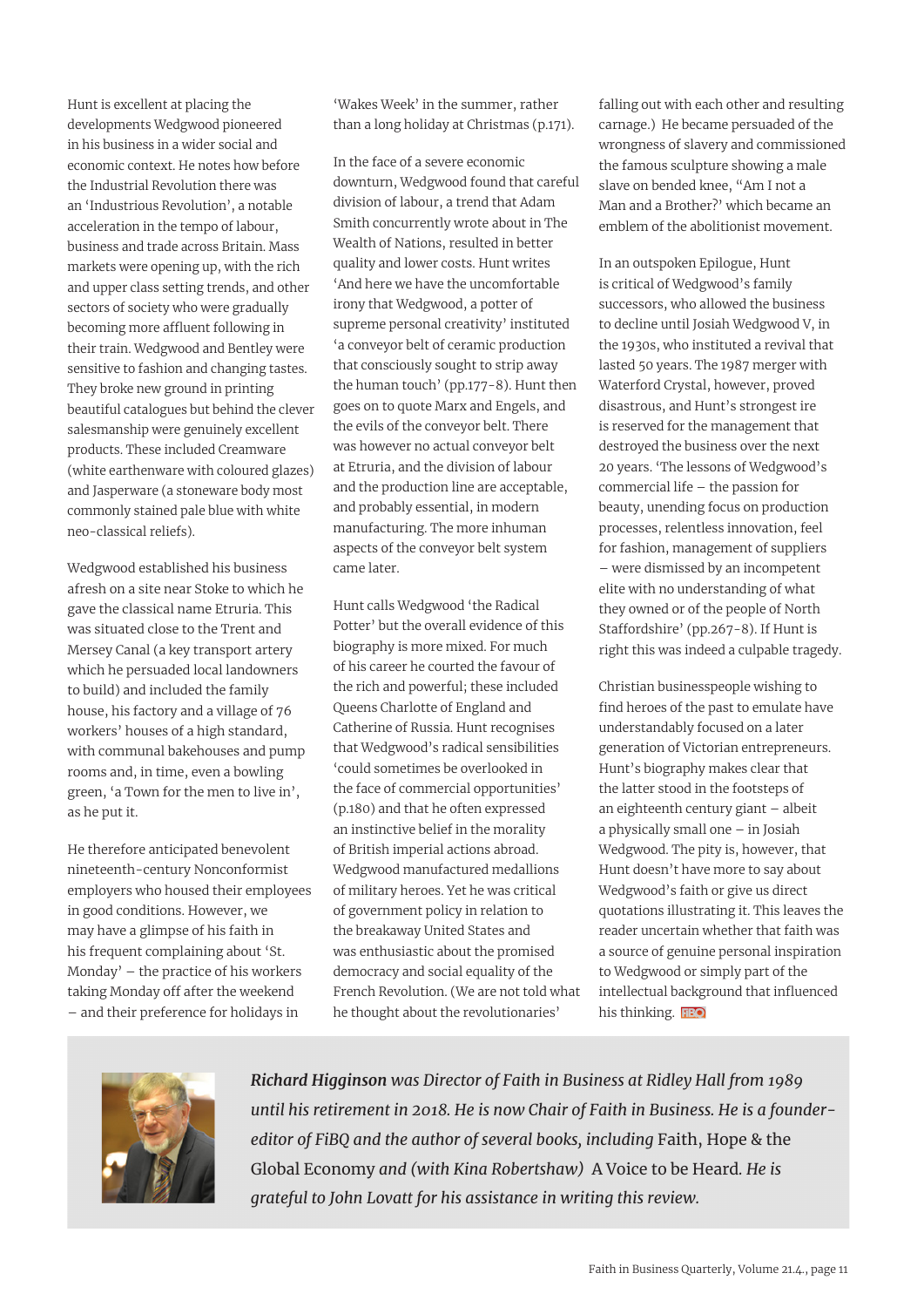Hunt is excellent at placing the developments Wedgwood pioneered in his business in a wider social and economic context. He notes how before the Industrial Revolution there was an 'Industrious Revolution', a notable acceleration in the tempo of labour, business and trade across Britain. Mass markets were opening up, with the rich and upper class setting trends, and other sectors of society who were gradually becoming more affluent following in their train. Wedgwood and Bentley were sensitive to fashion and changing tastes. They broke new ground in printing beautiful catalogues but behind the clever salesmanship were genuinely excellent products. These included Creamware (white earthenware with coloured glazes) and Jasperware (a stoneware body most commonly stained pale blue with white neo-classical reliefs).

Wedgwood established his business afresh on a site near Stoke to which he gave the classical name Etruria. This was situated close to the Trent and Mersey Canal (a key transport artery which he persuaded local landowners to build) and included the family house, his factory and a village of 76 workers' houses of a high standard, with communal bakehouses and pump rooms and, in time, even a bowling green, 'a Town for the men to live in', as he put it.

He therefore anticipated benevolent nineteenth-century Nonconformist employers who housed their employees in good conditions. However, we may have a glimpse of his faith in his frequent complaining about 'St. Monday' – the practice of his workers taking Monday off after the weekend – and their preference for holidays in 'Wakes Week' in the summer, rather than a long holiday at Christmas (p.171).

In the face of a severe economic downturn, Wedgwood found that careful division of labour, a trend that Adam Smith concurrently wrote about in The Wealth of Nations, resulted in better quality and lower costs. Hunt writes 'And here we have the uncomfortable irony that Wedgwood, a potter of supreme personal creativity' instituted 'a conveyor belt of ceramic production that consciously sought to strip away the human touch' (pp.177-8). Hunt then goes on to quote Marx and Engels, and the evils of the conveyor belt. There was however no actual conveyor belt at Etruria, and the division of labour and the production line are acceptable, and probably essential, in modern manufacturing. The more inhuman aspects of the conveyor belt system came later.

Hunt calls Wedgwood 'the Radical Potter' but the overall evidence of this biography is more mixed. For much of his career he courted the favour of the rich and powerful; these included Queens Charlotte of England and Catherine of Russia. Hunt recognises that Wedgwood's radical sensibilities 'could sometimes be overlooked in the face of commercial opportunities' (p.180) and that he often expressed an instinctive belief in the morality of British imperial actions abroad. Wedgwood manufactured medallions of military heroes. Yet he was critical of government policy in relation to the breakaway United States and was enthusiastic about the promised democracy and social equality of the French Revolution. (We are not told what he thought about the revolutionaries' falling out with each other and resulting carnage.) He became persuaded of the wrongness of slavery and commissioned the famous sculpture showing a male slave on bended knee, "Am I not a Man and a Brother?" which became an emblem of the abolitionist movement.

In an outspoken Epilogue, Hunt is critical of Wedgwood's family successors, who allowed the business to decline until Josiah Wedgwood V, in the 1930s, who instituted a revival that lasted 50 years. The 1987 merger with Waterford Crystal, however, proved disastrous, and Hunt's strongest ire is reserved for the management that destroyed the business over the next 20 years. 'The lessons of Wedgwood's commercial life – the passion for beauty, unending focus on production processes, relentless innovation, feel for fashion, management of suppliers – were dismissed by an incompetent elite with no understanding of what they owned or of the people of North Staffordshire' (pp.267-8). If Hunt is right this was indeed a culpable tragedy.

Christian businesspeople wishing to find heroes of the past to emulate have understandably focused on a later generation of Victorian entrepreneurs. Hunt's biography makes clear that the latter stood in the footsteps of an eighteenth century giant – albeit a physically small one – in Josiah Wedgwood. The pity is, however, that Hunt doesn't have more to say about Wedgwood's faith or give us direct quotations illustrating it. This leaves the reader uncertain whether that faith was a source of genuine personal inspiration to Wedgwood or simply part of the intellectual background that influenced his thinking.

***Richard Higginson** was Director of Faith in Business at Ridley Hall from 1989 until his retirement in 2018. He is now Chair of Faith in Business. He is a founder-editor of FiBQ and the author of several books, including* Faith, Hope & the Global Economy *and (with Kina Robertshaw)* A Voice to be Heard. *He is grateful to John Lovatt for his assistance in writing this review.*